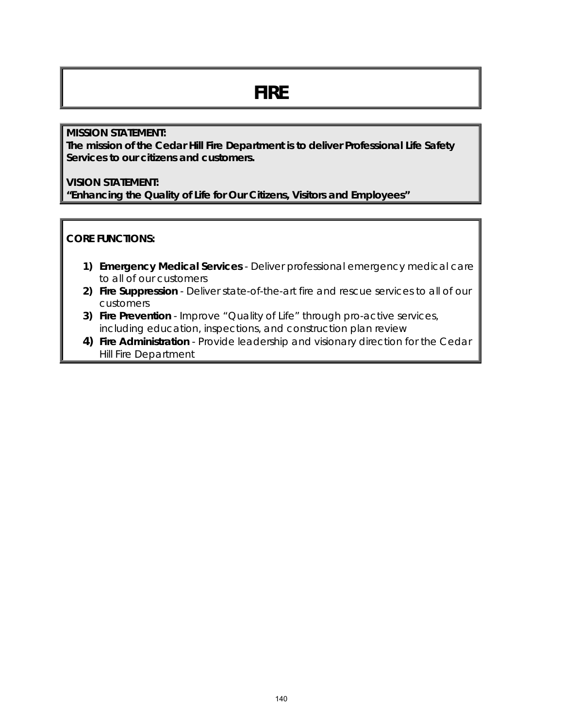# FIRE

**MISSION STATEMENT:**
**The mission of the Cedar Hill Fire Department is to deliver Professional Life Safety Services to our citizens and customers.**

**VISION STATEMENT:**
**"Enhancing the Quality of Life for Our Citizens, Visitors and Employees"**

**CORE FUNCTIONS:**

1) **Emergency Medical Services** - Deliver professional emergency medical care to all of our customers
2) **Fire Suppression** - Deliver state-of-the-art fire and rescue services to all of our customers
3) **Fire Prevention** - Improve "Quality of Life" through pro-active services, including education, inspections, and construction plan review
4) **Fire Administration** - Provide leadership and visionary direction for the Cedar Hill Fire Department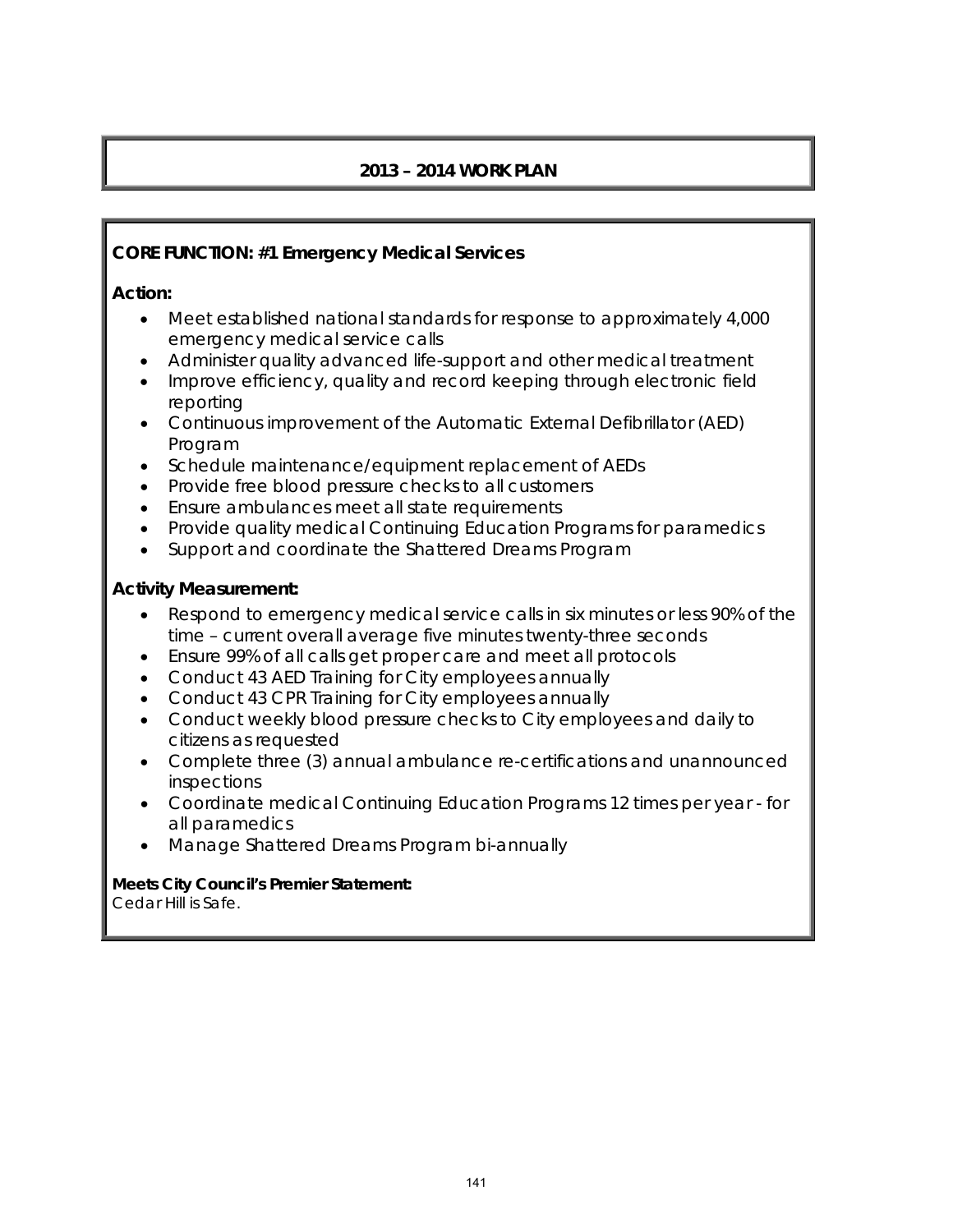## 2013 – 2014 WORK PLAN

**CORE FUNCTION: #1 Emergency Medical Services**

**Action:**

- Meet established national standards for response to approximately 4,000 emergency medical service calls
- Administer quality advanced life-support and other medical treatment
- Improve efficiency, quality and record keeping through electronic field reporting
- Continuous improvement of the Automatic External Defibrillator (AED) Program
- Schedule maintenance/equipment replacement of AEDs
- Provide free blood pressure checks to all customers
- Ensure ambulances meet all state requirements
- Provide quality medical Continuing Education Programs for paramedics
- Support and coordinate the Shattered Dreams Program

**Activity Measurement:**

- Respond to emergency medical service calls in six minutes or less 90% of the time – current overall average five minutes twenty-three seconds
- Ensure 99% of all calls get proper care and meet all protocols
- Conduct 43 AED Training for City employees annually
- Conduct 43 CPR Training for City employees annually
- Conduct weekly blood pressure checks to City employees and daily to citizens as requested
- Complete three (3) annual ambulance re-certifications and unannounced inspections
- Coordinate medical Continuing Education Programs 12 times per year - for all paramedics
- Manage Shattered Dreams Program bi-annually

**Meets City Council's Premier Statement:**
Cedar Hill is Safe.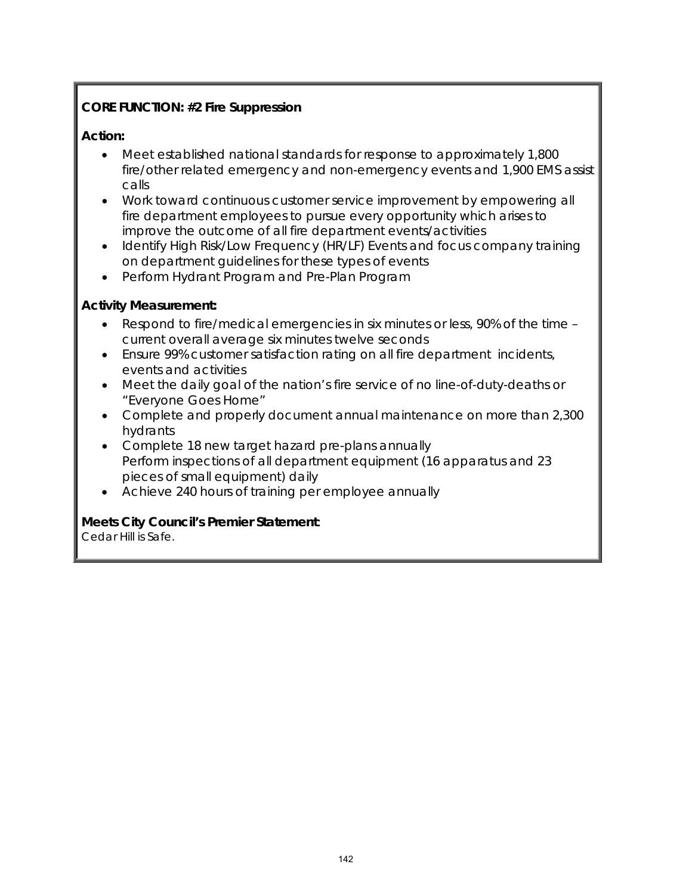**CORE FUNCTION: #2 Fire Suppression**

**Action:**

- Meet established national standards for response to approximately 1,800 fire/other related emergency and non-emergency events and 1,900 EMS assist calls
- Work toward continuous customer service improvement by empowering all fire department employees to pursue every opportunity which arises to improve the outcome of all fire department events/activities
- Identify High Risk/Low Frequency (HR/LF) Events and focus company training on department guidelines for these types of events
- Perform Hydrant Program and Pre-Plan Program

**Activity Measurement:**

- Respond to fire/medical emergencies in six minutes or less, 90% of the time – current overall average six minutes twelve seconds
- Ensure 99% customer satisfaction rating on all fire department incidents, events and activities
- Meet the daily goal of the nation's fire service of no line-of-duty-deaths or "Everyone Goes Home"
- Complete and properly document annual maintenance on more than 2,300 hydrants
- Complete 18 new target hazard pre-plans annually
  Perform inspections of all department equipment (16 apparatus and 23 pieces of small equipment) daily
- Achieve 240 hours of training per employee annually

**Meets City Council's Premier Statement:**
Cedar Hill is Safe.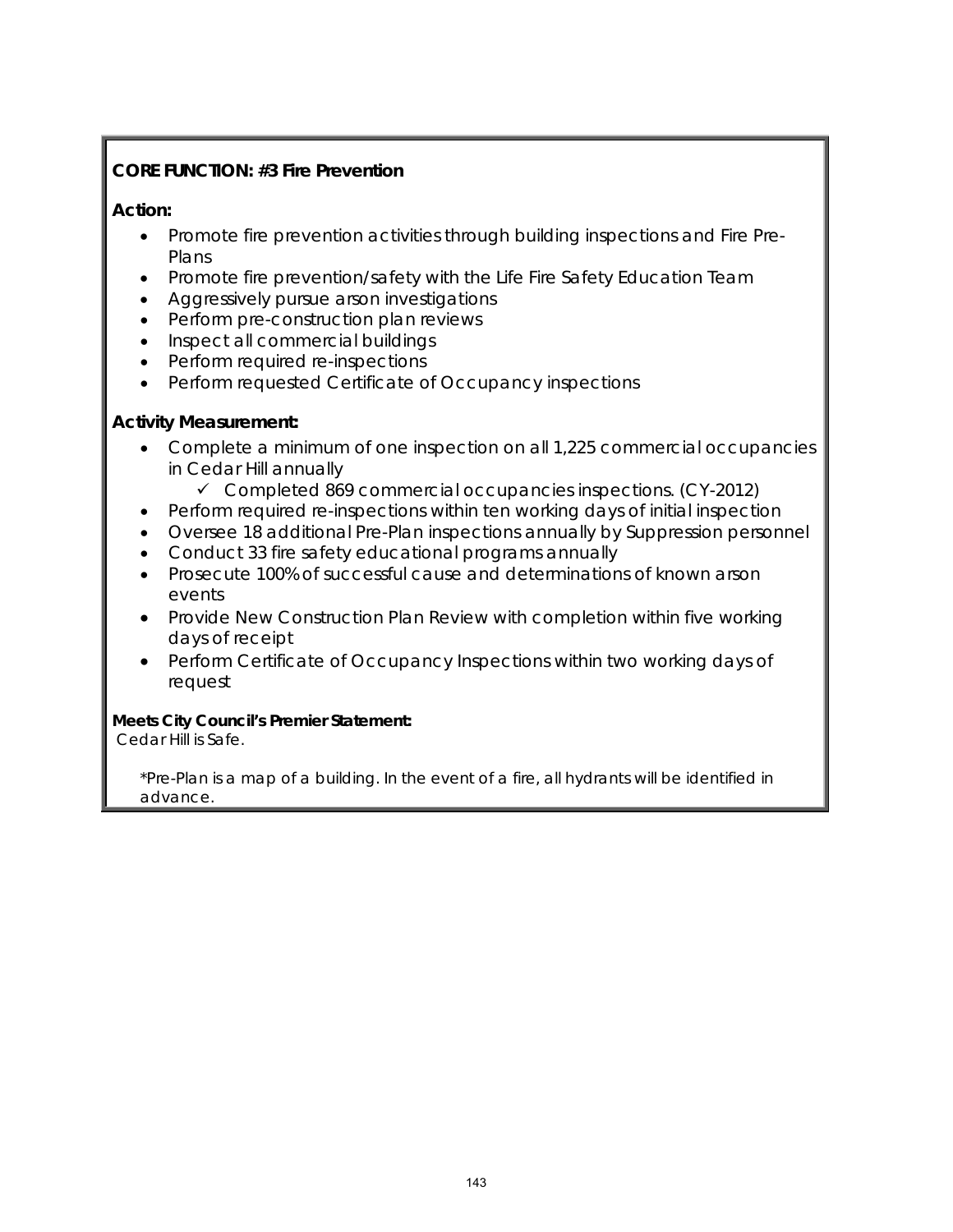**CORE FUNCTION: #3 Fire Prevention**

**Action:**

- Promote fire prevention activities through building inspections and Fire Pre-Plans
- Promote fire prevention/safety with the Life Fire Safety Education Team
- Aggressively pursue arson investigations
- Perform pre-construction plan reviews
- Inspect all commercial buildings
- Perform required re-inspections
- Perform requested Certificate of Occupancy inspections

**Activity Measurement:**

- Complete a minimum of one inspection on all 1,225 commercial occupancies in Cedar Hill annually
  - ✓ Completed 869 commercial occupancies inspections. (CY-2012)
- Perform required re-inspections within ten working days of initial inspection
- Oversee 18 additional Pre-Plan inspections annually by Suppression personnel
- Conduct 33 fire safety educational programs annually
- Prosecute 100% of successful cause and determinations of known arson events
- Provide New Construction Plan Review with completion within five working days of receipt
- Perform Certificate of Occupancy Inspections within two working days of request

**Meets City Council's Premier Statement:**
Cedar Hill is Safe.

*Pre-Plan is a map of a building. In the event of a fire, all hydrants will be identified in advance.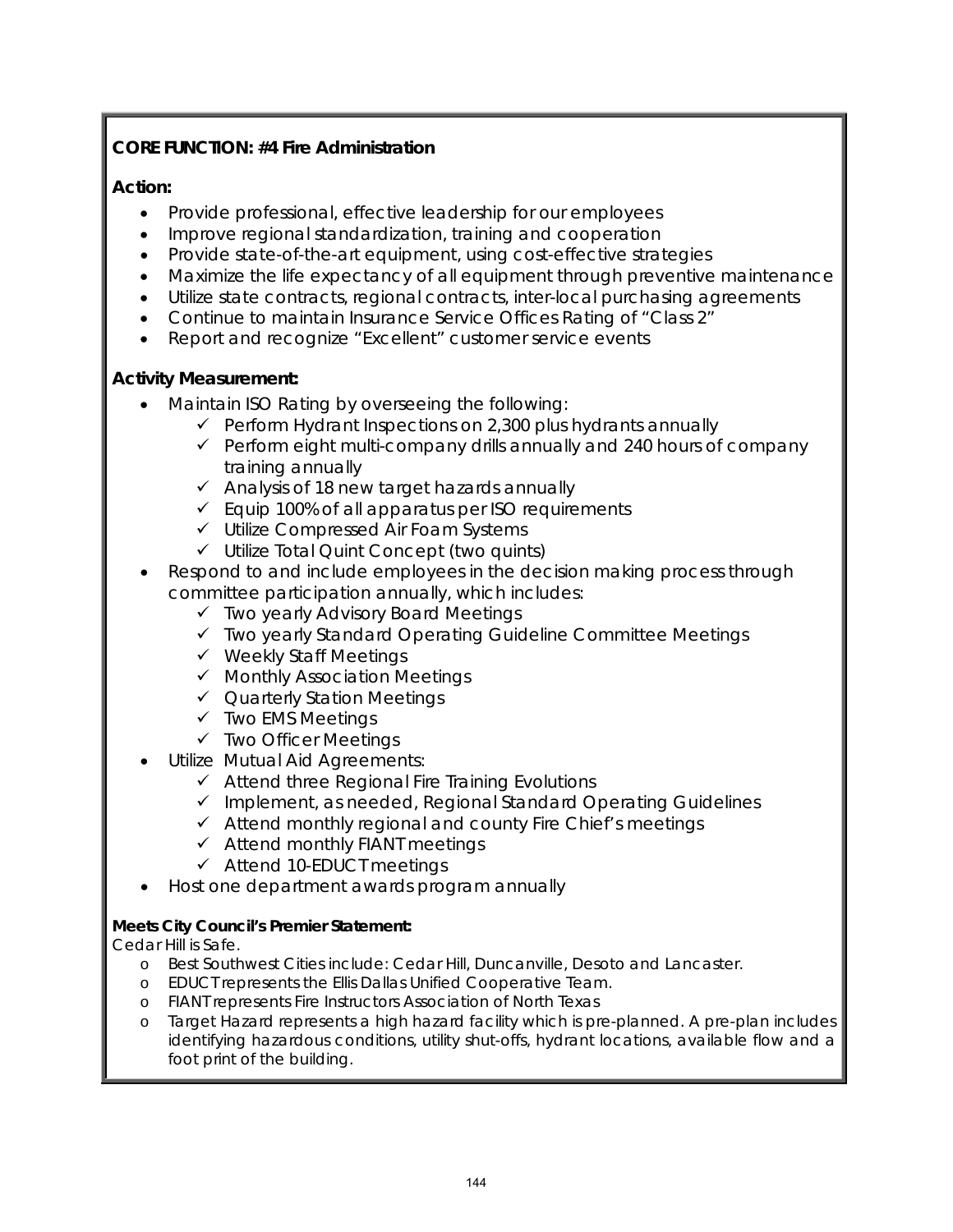**CORE FUNCTION: #4 Fire Administration**

**Action:**

- Provide professional, effective leadership for our employees
- Improve regional standardization, training and cooperation
- Provide state-of-the-art equipment, using cost-effective strategies
- Maximize the life expectancy of all equipment through preventive maintenance
- Utilize state contracts, regional contracts, inter-local purchasing agreements
- Continue to maintain Insurance Service Offices Rating of "Class 2"
- Report and recognize "Excellent" customer service events

**Activity Measurement:**

- Maintain ISO Rating by overseeing the following:
  - ✓ Perform Hydrant Inspections on 2,300 plus hydrants annually
  - ✓ Perform eight multi-company drills annually and 240 hours of company training annually
  - ✓ Analysis of 18 new target hazards annually
  - ✓ Equip 100% of all apparatus per ISO requirements
  - ✓ Utilize Compressed Air Foam Systems
  - ✓ Utilize Total Quint Concept (two quints)
- Respond to and include employees in the decision making process through committee participation annually, which includes:
  - ✓ Two yearly Advisory Board Meetings
  - ✓ Two yearly Standard Operating Guideline Committee Meetings
  - ✓ Weekly Staff Meetings
  - ✓ Monthly Association Meetings
  - ✓ Quarterly Station Meetings
  - ✓ Two EMS Meetings
  - ✓ Two Officer Meetings
- Utilize Mutual Aid Agreements:
  - ✓ Attend three Regional Fire Training Evolutions
  - ✓ Implement, as needed, Regional Standard Operating Guidelines
  - ✓ Attend monthly regional and county Fire Chief's meetings
  - ✓ Attend monthly FIANT meetings
  - ✓ Attend 10-EDUCT meetings
- Host one department awards program annually

**Meets City Council's Premier Statement:**

Cedar Hill is Safe.

- Best Southwest Cities include: Cedar Hill, Duncanville, Desoto and Lancaster.
- EDUCT represents the Ellis Dallas Unified Cooperative Team.
- FIANT represents Fire Instructors Association of North Texas
- Target Hazard represents a high hazard facility which is pre-planned. A pre-plan includes identifying hazardous conditions, utility shut-offs, hydrant locations, available flow and a foot print of the building.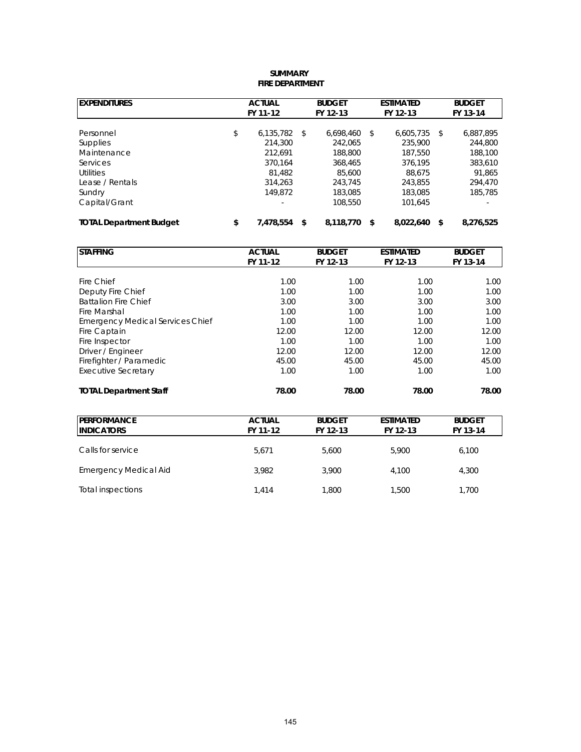**SUMMARY**
**FIRE DEPARTMENT**

| EXPENDITURES | ACTUAL FY 11-12 | BUDGET FY 12-13 | ESTIMATED FY 12-13 | BUDGET FY 13-14 |
|---|---|---|---|---|
| Personnel | $ 6,135,782 | $ 6,698,460 | $ 6,605,735 | $ 6,887,895 |
| Supplies | 214,300 | 242,065 | 235,900 | 244,800 |
| Maintenance | 212,691 | 188,800 | 187,550 | 188,100 |
| Services | 370,164 | 368,465 | 376,195 | 383,610 |
| Utilities | 81,482 | 85,600 | 88,675 | 91,865 |
| Lease / Rentals | 314,263 | 243,745 | 243,855 | 294,470 |
| Sundry | 149,872 | 183,085 | 183,085 | 185,785 |
| Capital/Grant | - | 108,550 | 101,645 | - |
| **TOTAL Department Budget** | **$ 7,478,554** | **$ 8,118,770** | **$ 8,022,640** | **$ 8,276,525** |

| STAFFING | ACTUAL FY 11-12 | BUDGET FY 12-13 | ESTIMATED FY 12-13 | BUDGET FY 13-14 |
|---|---|---|---|---|
| Fire Chief | 1.00 | 1.00 | 1.00 | 1.00 |
| Deputy Fire Chief | 1.00 | 1.00 | 1.00 | 1.00 |
| Battalion Fire Chief | 3.00 | 3.00 | 3.00 | 3.00 |
| Fire Marshal | 1.00 | 1.00 | 1.00 | 1.00 |
| Emergency Medical Services Chief | 1.00 | 1.00 | 1.00 | 1.00 |
| Fire Captain | 12.00 | 12.00 | 12.00 | 12.00 |
| Fire Inspector | 1.00 | 1.00 | 1.00 | 1.00 |
| Driver / Engineer | 12.00 | 12.00 | 12.00 | 12.00 |
| Firefighter / Paramedic | 45.00 | 45.00 | 45.00 | 45.00 |
| Executive Secretary | 1.00 | 1.00 | 1.00 | 1.00 |
| **TOTAL Department Staff** | **78.00** | **78.00** | **78.00** | **78.00** |

| PERFORMANCE INDICATORS | ACTUAL FY 11-12 | BUDGET FY 12-13 | ESTIMATED FY 12-13 | BUDGET FY 13-14 |
|---|---|---|---|---|
| Calls for service | 5,671 | 5,600 | 5,900 | 6,100 |
| Emergency Medical Aid | 3,982 | 3,900 | 4,100 | 4,300 |
| Total inspections | 1,414 | 1,800 | 1,500 | 1,700 |